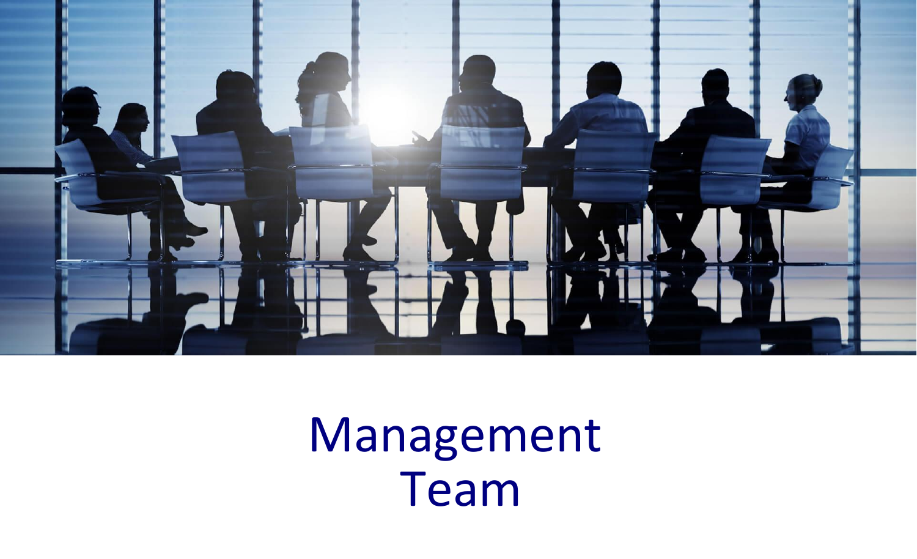# Management Team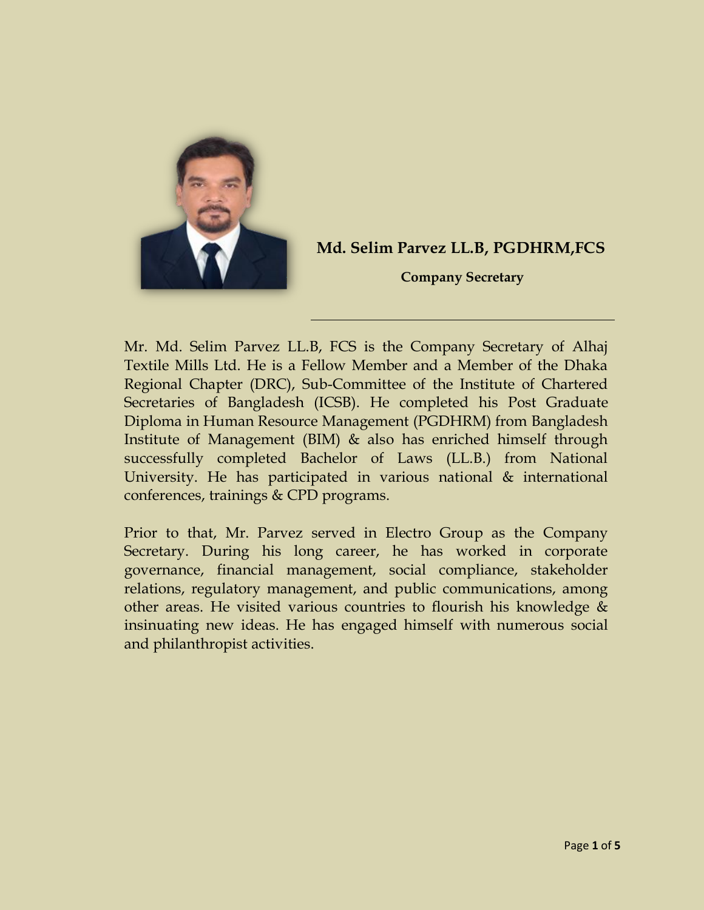**Md. Selim Parvez LL.B, PGDHRM,FCS**

**Company Secretary**

---

Mr. Md. Selim Parvez LL.B, FCS is the Company Secretary of Alhaj Textile Mills Ltd. He is a Fellow Member and a Member of the Dhaka Regional Chapter (DRC), Sub-Committee of the Institute of Chartered Secretaries of Bangladesh (ICSB). He completed his Post Graduate Diploma in Human Resource Management (PGDHRM) from Bangladesh Institute of Management (BIM) & also has enriched himself through successfully completed Bachelor of Laws (LL.B.) from National University. He has participated in various national & international conferences, trainings & CPD programs.

Prior to that, Mr. Parvez served in Electro Group as the Company Secretary. During his long career, he has worked in corporate governance, financial management, social compliance, stakeholder relations, regulatory management, and public communications, among other areas. He visited various countries to flourish his knowledge & insinuating new ideas. He has engaged himself with numerous social and philanthropist activities.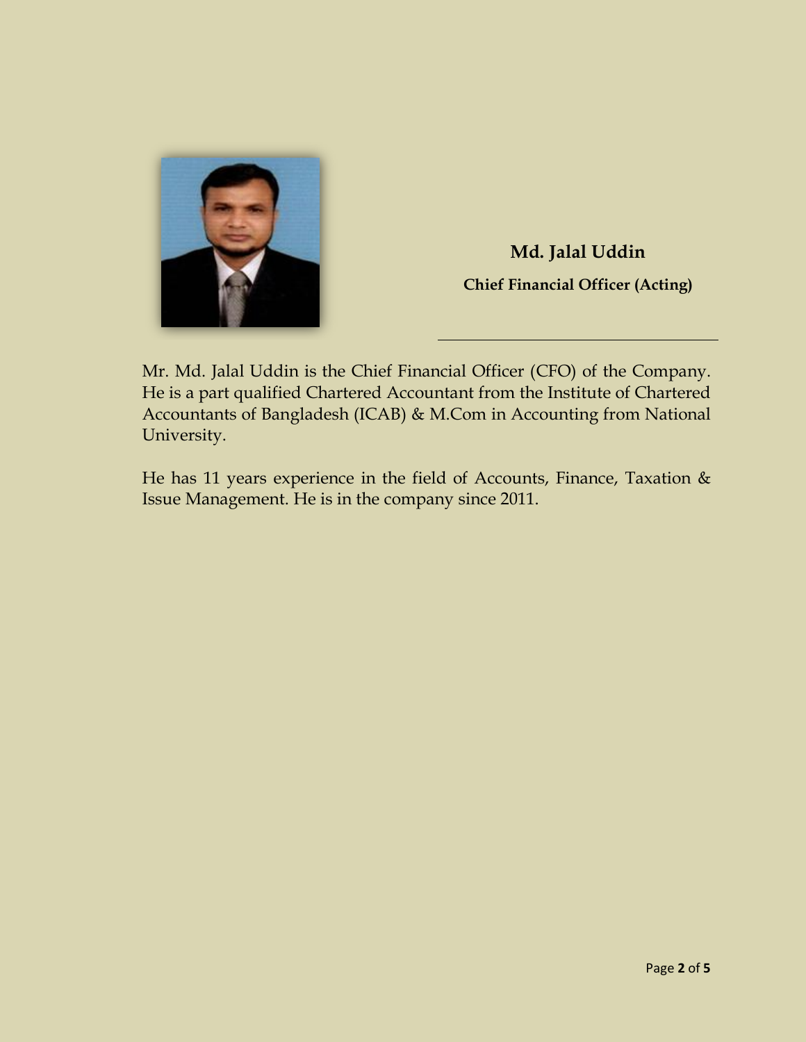**Md. Jalal Uddin**

**Chief Financial Officer (Acting)**

---

Mr. Md. Jalal Uddin is the Chief Financial Officer (CFO) of the Company. He is a part qualified Chartered Accountant from the Institute of Chartered Accountants of Bangladesh (ICAB) & M.Com in Accounting from National University.

He has 11 years experience in the field of Accounts, Finance, Taxation & Issue Management. He is in the company since 2011.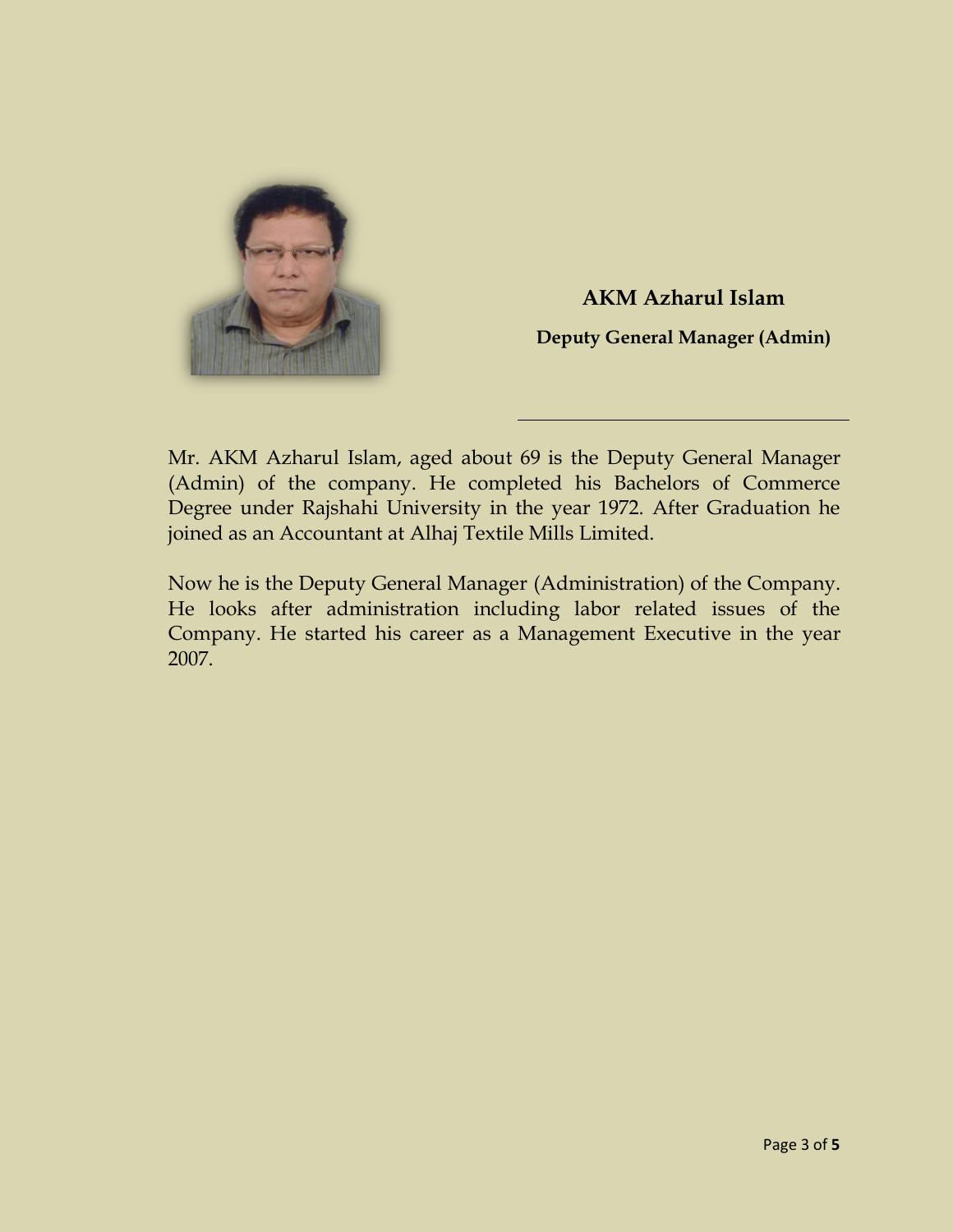## AKM Azharul Islam

**Deputy General Manager (Admin)**

---

Mr. AKM Azharul Islam, aged about 69 is the Deputy General Manager (Admin) of the company. He completed his Bachelors of Commerce Degree under Rajshahi University in the year 1972. After Graduation he joined as an Accountant at Alhaj Textile Mills Limited.

Now he is the Deputy General Manager (Administration) of the Company. He looks after administration including labor related issues of the Company. He started his career as a Management Executive in the year 2007.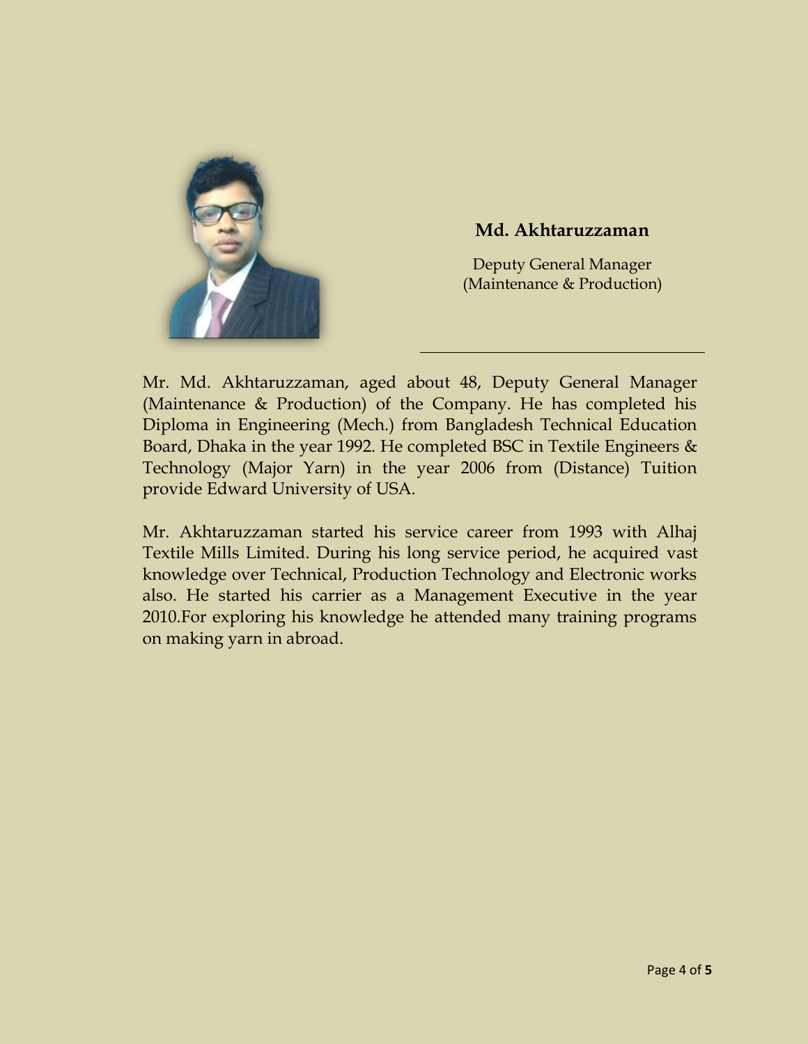**Md. Akhtaruzzaman**

Deputy General Manager
(Maintenance & Production)

---

Mr. Md. Akhtaruzzaman, aged about 48, Deputy General Manager (Maintenance & Production) of the Company. He has completed his Diploma in Engineering (Mech.) from Bangladesh Technical Education Board, Dhaka in the year 1992. He completed BSC in Textile Engineers & Technology (Major Yarn) in the year 2006 from (Distance) Tuition provide Edward University of USA.

Mr. Akhtaruzzaman started his service career from 1993 with Alhaj Textile Mills Limited. During his long service period, he acquired vast knowledge over Technical, Production Technology and Electronic works also. He started his carrier as a Management Executive in the year 2010.For exploring his knowledge he attended many training programs on making yarn in abroad.